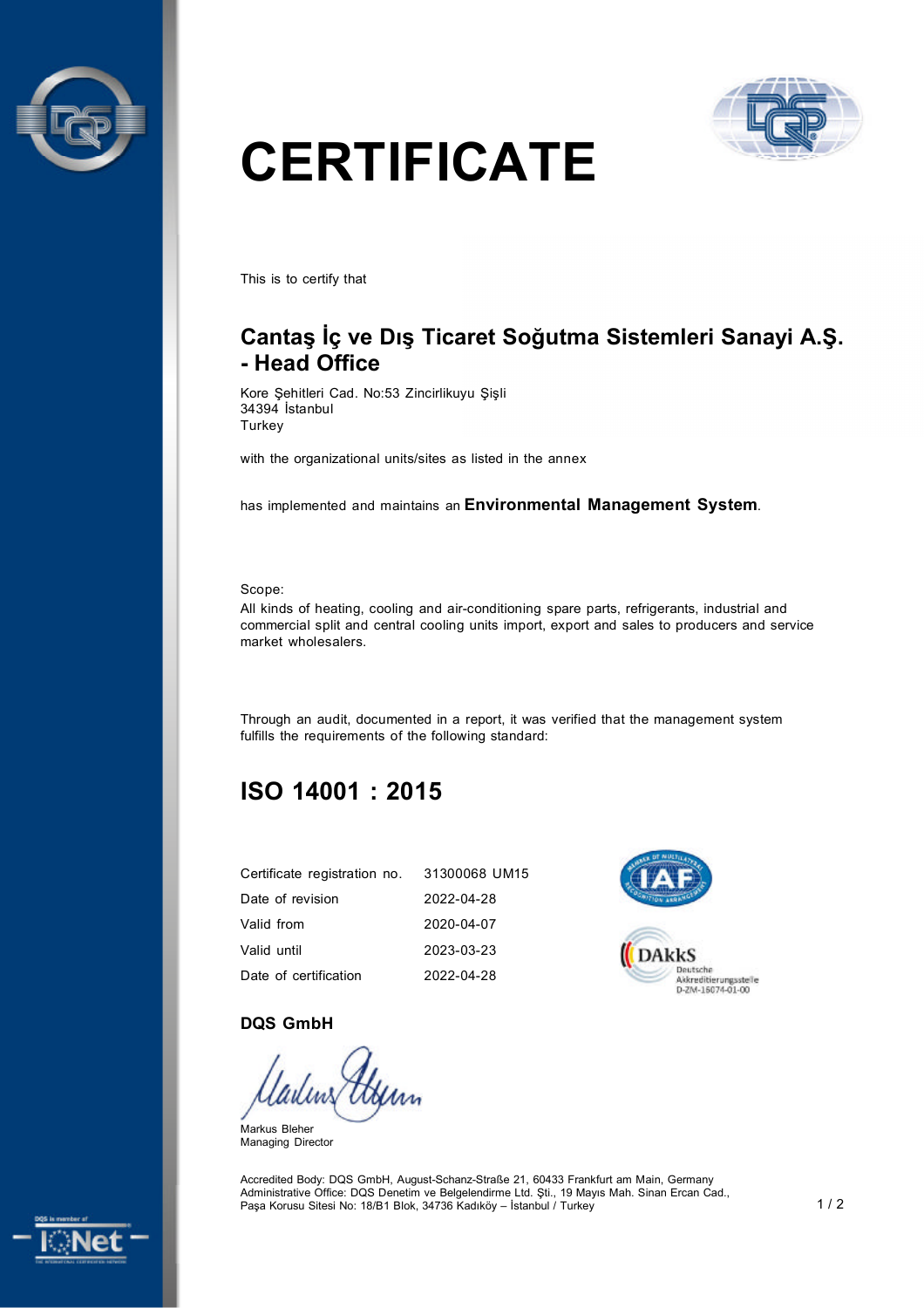# CERTIFICATE

This is to certify that

## Cantaş İç ve Dış Ticaret Soğutma Sistemleri Sanayi A.Ş. - Head Office

Kore Şehitleri Cad. No:53 Zincirlikuyu Şişli
34394 İstanbul
Turkey

with the organizational units/sites as listed in the annex

has implemented and maintains an **Environmental Management System**.

Scope:
All kinds of heating, cooling and air-conditioning spare parts, refrigerants, industrial and commercial split and central cooling units import, export and sales to producers and service market wholesalers.

Through an audit, documented in a report, it was verified that the management system fulfills the requirements of the following standard:

## ISO 14001 : 2015

| | |
|---|---|
| Certificate registration no. | 31300068 UM15 |
| Date of revision | 2022-04-28 |
| Valid from | 2020-04-07 |
| Valid until | 2023-03-23 |
| Date of certification | 2022-04-28 |

DAkkS
Deutsche Akkreditierungsstelle
D-ZM-16074-01-00

**DQS GmbH**

Markus Bleher
Managing Director

Accredited Body: DQS GmbH, August-Schanz-Straße 21, 60433 Frankfurt am Main, Germany
Administrative Office: DQS Denetim ve Belgelendirme Ltd. Şti., 19 Mayıs Mah. Sinan Ercan Cad., Paşa Korusu Sitesi No: 18/B1 Blok, 34736 Kadıköy – İstanbul / Turkey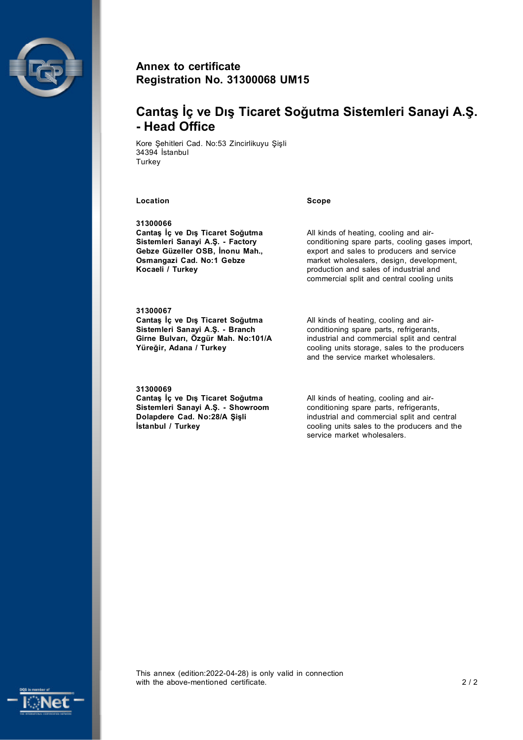**Annex to certificate**
**Registration No. 31300068 UM15**

# Cantaş İç ve Dış Ticaret Soğutma Sistemleri Sanayi A.Ş. - Head Office

Kore Şehitleri Cad. No:53 Zincirlikuyu Şişli
34394 İstanbul
Turkey

| Location | Scope |
|---|---|
| **31300066**<br>**Cantaş İç ve Dış Ticaret Soğutma Sistemleri Sanayi A.Ş. - Factory Gebze Güzeller OSB, İnonu Mah., Osmangazi Cad. No:1 Gebze Kocaeli / Turkey** | All kinds of heating, cooling and air-conditioning spare parts, cooling gases import, export and sales to producers and service market wholesalers, design, development, production and sales of industrial and commercial split and central cooling units |
| **31300067**<br>**Cantaş İç ve Dış Ticaret Soğutma Sistemleri Sanayi A.Ş. - Branch Girne Bulvarı, Özgür Mah. No:101/A Yüreğir, Adana / Turkey** | All kinds of heating, cooling and air-conditioning spare parts, refrigerants, industrial and commercial split and central cooling units storage, sales to the producers and the service market wholesalers. |
| **31300069**<br>**Cantaş İç ve Dış Ticaret Soğutma Sistemleri Sanayi A.Ş. - Showroom Dolapdere Cad. No:28/A Şişli İstanbul / Turkey** | All kinds of heating, cooling and air-conditioning spare parts, refrigerants, industrial and commercial split and central cooling units sales to the producers and the service market wholesalers. |

This annex (edition:2022-04-28) is only valid in connection with the above-mentioned certificate.